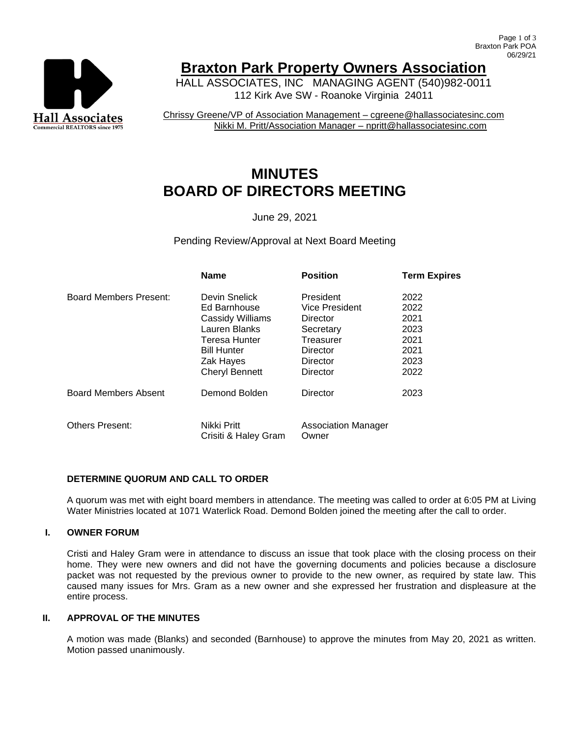# Braxton Park Property Owners Association

HALL ASSOCIATES, INC MANAGING AGENT (540)982-0011
112 Kirk Ave SW - Roanoke Virginia 24011

Chrissy Greene/VP of Association Management – cgreene@hallassociatesinc.com
Nikki M. Pritt/Association Manager – npritt@hallassociatesinc.com

# MINUTES
# BOARD OF DIRECTORS MEETING

June 29, 2021

Pending Review/Approval at Next Board Meeting

| | Name | Position | Term Expires |
|---|---|---|---|
| Board Members Present: | Devin Snelick | President | 2022 |
| | Ed Barnhouse | Vice President | 2022 |
| | Cassidy Williams | Director | 2021 |
| | Lauren Blanks | Secretary | 2023 |
| | Teresa Hunter | Treasurer | 2021 |
| | Bill Hunter | Director | 2021 |
| | Zak Hayes | Director | 2023 |
| | Cheryl Bennett | Director | 2022 |
| Board Members Absent | Demond Bolden | Director | 2023 |
| Others Present: | Nikki Pritt | Association Manager | |
| | Crisiti & Haley Gram | Owner | |

**DETERMINE QUORUM AND CALL TO ORDER**

A quorum was met with eight board members in attendance. The meeting was called to order at 6:05 PM at Living Water Ministries located at 1071 Waterlick Road. Demond Bolden joined the meeting after the call to order.

**I. OWNER FORUM**

Cristi and Haley Gram were in attendance to discuss an issue that took place with the closing process on their home. They were new owners and did not have the governing documents and policies because a disclosure packet was not requested by the previous owner to provide to the new owner, as required by state law. This caused many issues for Mrs. Gram as a new owner and she expressed her frustration and displeasure at the entire process.

**II. APPROVAL OF THE MINUTES**

A motion was made (Blanks) and seconded (Barnhouse) to approve the minutes from May 20, 2021 as written. Motion passed unanimously.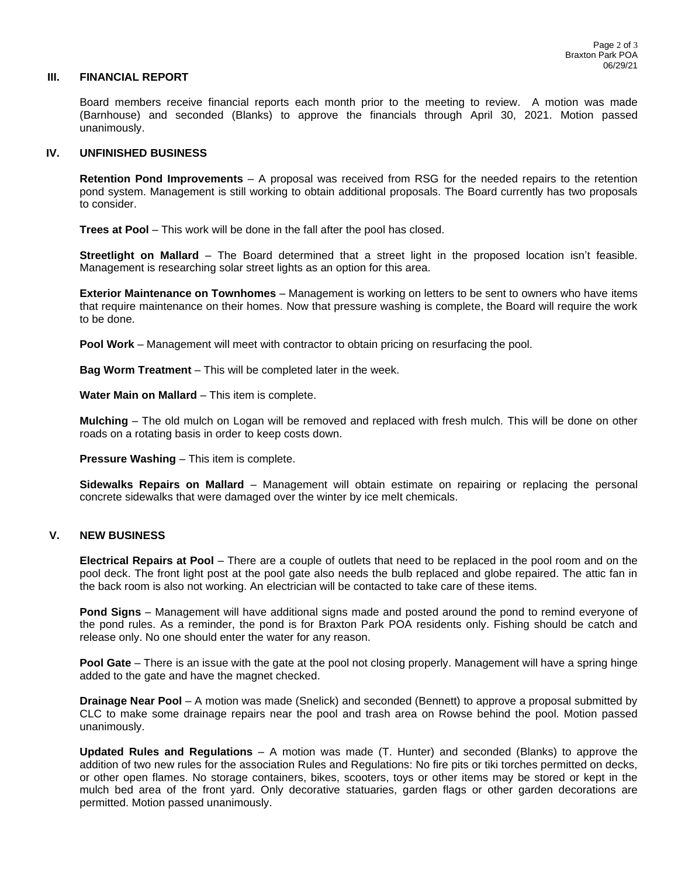## III. FINANCIAL REPORT

Board members receive financial reports each month prior to the meeting to review. A motion was made (Barnhouse) and seconded (Blanks) to approve the financials through April 30, 2021. Motion passed unanimously.

## IV. UNFINISHED BUSINESS

**Retention Pond Improvements** – A proposal was received from RSG for the needed repairs to the retention pond system. Management is still working to obtain additional proposals. The Board currently has two proposals to consider.

**Trees at Pool** – This work will be done in the fall after the pool has closed.

**Streetlight on Mallard** – The Board determined that a street light in the proposed location isn't feasible. Management is researching solar street lights as an option for this area.

**Exterior Maintenance on Townhomes** – Management is working on letters to be sent to owners who have items that require maintenance on their homes. Now that pressure washing is complete, the Board will require the work to be done.

**Pool Work** – Management will meet with contractor to obtain pricing on resurfacing the pool.

**Bag Worm Treatment** – This will be completed later in the week.

**Water Main on Mallard** – This item is complete.

**Mulching** – The old mulch on Logan will be removed and replaced with fresh mulch. This will be done on other roads on a rotating basis in order to keep costs down.

**Pressure Washing** – This item is complete.

**Sidewalks Repairs on Mallard** – Management will obtain estimate on repairing or replacing the personal concrete sidewalks that were damaged over the winter by ice melt chemicals.

## V. NEW BUSINESS

**Electrical Repairs at Pool** – There are a couple of outlets that need to be replaced in the pool room and on the pool deck. The front light post at the pool gate also needs the bulb replaced and globe repaired. The attic fan in the back room is also not working. An electrician will be contacted to take care of these items.

**Pond Signs** – Management will have additional signs made and posted around the pond to remind everyone of the pond rules. As a reminder, the pond is for Braxton Park POA residents only. Fishing should be catch and release only. No one should enter the water for any reason.

**Pool Gate** – There is an issue with the gate at the pool not closing properly. Management will have a spring hinge added to the gate and have the magnet checked.

**Drainage Near Pool** – A motion was made (Snelick) and seconded (Bennett) to approve a proposal submitted by CLC to make some drainage repairs near the pool and trash area on Rowse behind the pool. Motion passed unanimously.

**Updated Rules and Regulations** – A motion was made (T. Hunter) and seconded (Blanks) to approve the addition of two new rules for the association Rules and Regulations: No fire pits or tiki torches permitted on decks, or other open flames. No storage containers, bikes, scooters, toys or other items may be stored or kept in the mulch bed area of the front yard. Only decorative statuaries, garden flags or other garden decorations are permitted. Motion passed unanimously.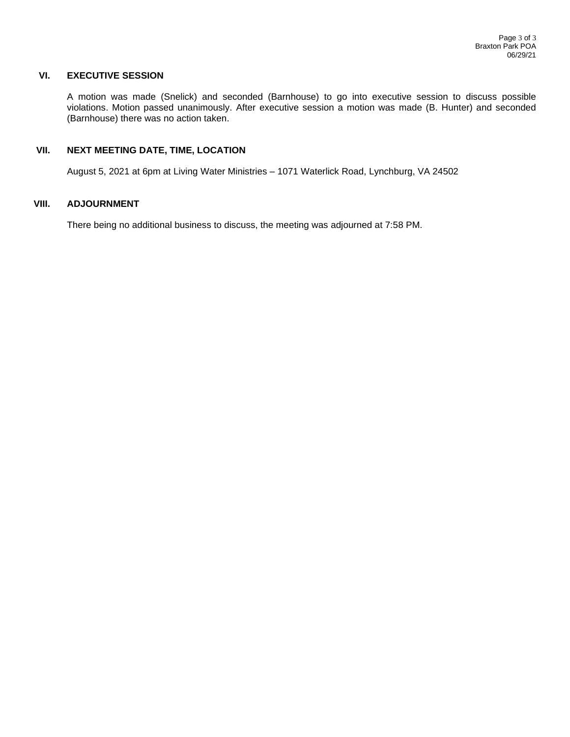## VI. EXECUTIVE SESSION

A motion was made (Snelick) and seconded (Barnhouse) to go into executive session to discuss possible violations. Motion passed unanimously. After executive session a motion was made (B. Hunter) and seconded (Barnhouse) there was no action taken.

## VII. NEXT MEETING DATE, TIME, LOCATION

August 5, 2021 at 6pm at Living Water Ministries – 1071 Waterlick Road, Lynchburg, VA 24502

## VIII. ADJOURNMENT

There being no additional business to discuss, the meeting was adjourned at 7:58 PM.